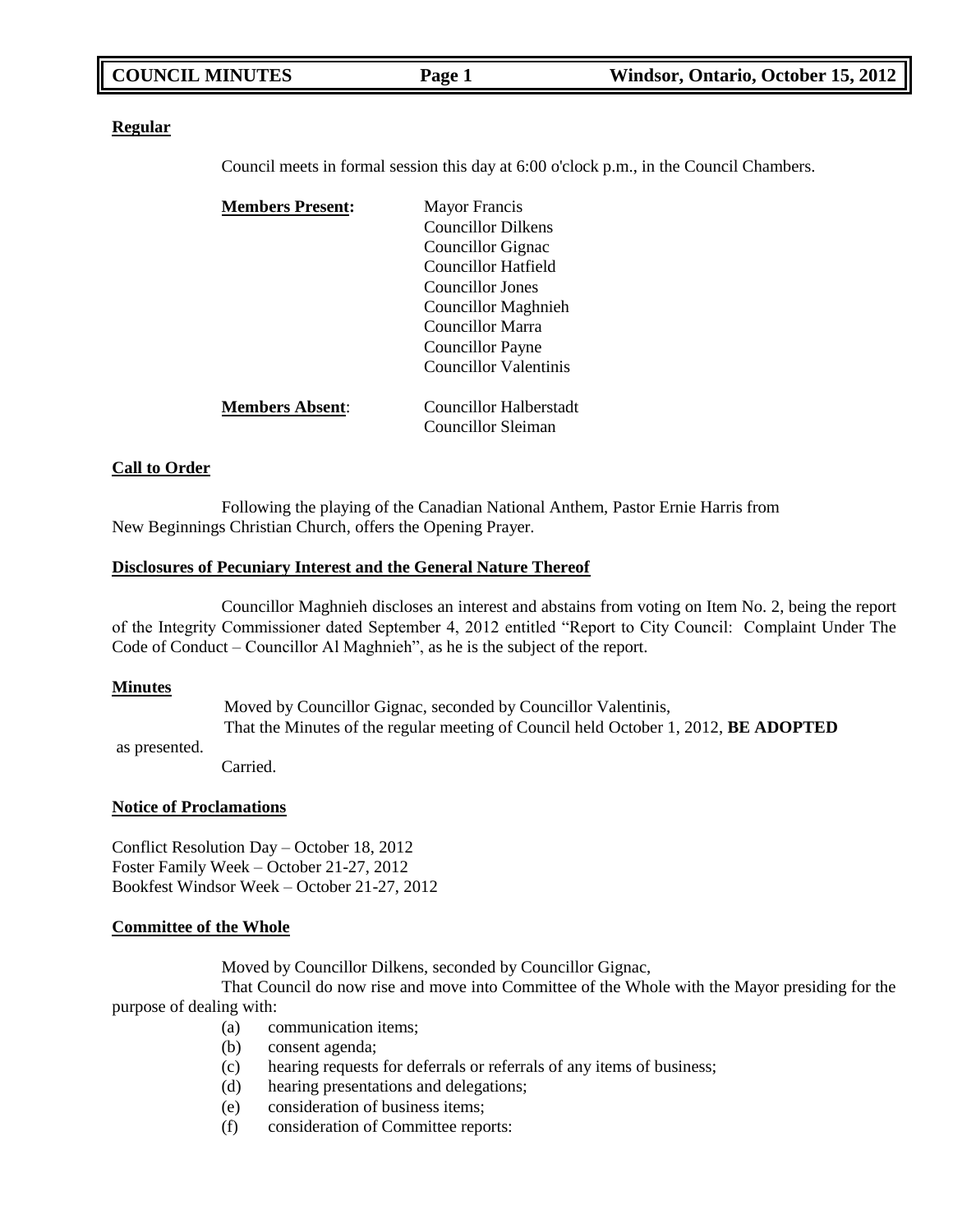**Regular**

Council meets in formal session this day at 6:00 o'clock p.m., in the Council Chambers.

**Members Present:**

Mayor Francis
Councillor Dilkens
Councillor Gignac
Councillor Hatfield
Councillor Jones
Councillor Maghnieh
Councillor Marra
Councillor Payne
Councillor Valentinis

**Members Absent**:

Councillor Halberstadt
Councillor Sleiman

**Call to Order**

Following the playing of the Canadian National Anthem, Pastor Ernie Harris from New Beginnings Christian Church, offers the Opening Prayer.

**Disclosures of Pecuniary Interest and the General Nature Thereof**

Councillor Maghnieh discloses an interest and abstains from voting on Item No. 2, being the report of the Integrity Commissioner dated September 4, 2012 entitled "Report to City Council: Complaint Under The Code of Conduct – Councillor Al Maghnieh", as he is the subject of the report.

**Minutes**

Moved by Councillor Gignac, seconded by Councillor Valentinis,
That the Minutes of the regular meeting of Council held October 1, 2012, **BE ADOPTED** as presented.
Carried.

**Notice of Proclamations**

Conflict Resolution Day – October 18, 2012
Foster Family Week – October 21-27, 2012
Bookfest Windsor Week – October 21-27, 2012

**Committee of the Whole**

Moved by Councillor Dilkens, seconded by Councillor Gignac,
That Council do now rise and move into Committee of the Whole with the Mayor presiding for the purpose of dealing with:

(a) communication items;
(b) consent agenda;
(c) hearing requests for deferrals or referrals of any items of business;
(d) hearing presentations and delegations;
(e) consideration of business items;
(f) consideration of Committee reports: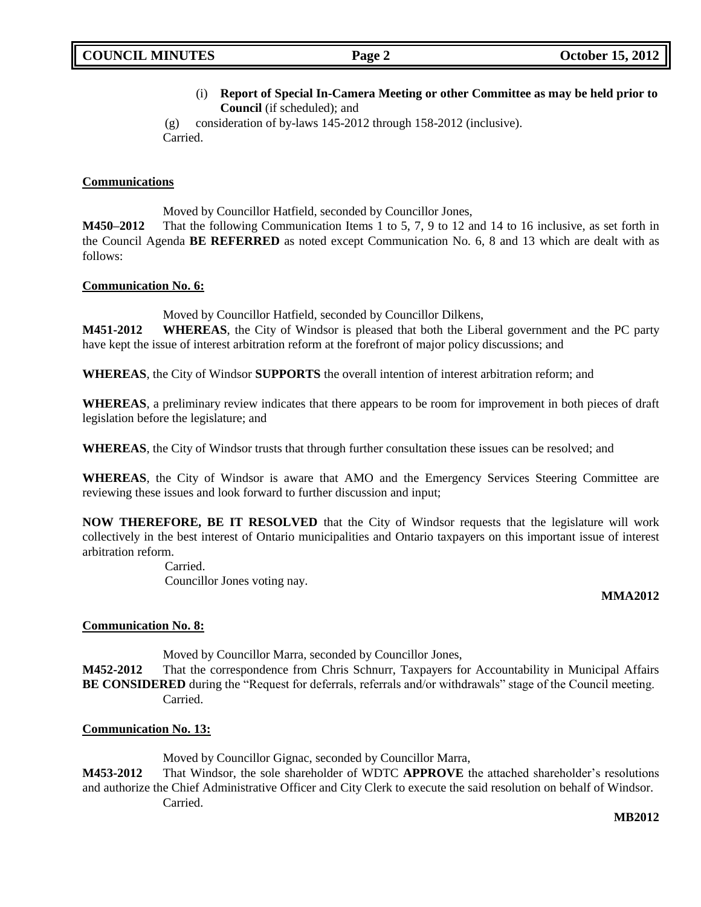(i) **Report of Special In-Camera Meeting or other Committee as may be held prior to Council** (if scheduled); and

(g) consideration of by-laws 145-2012 through 158-2012 (inclusive).

Carried.

**Communications**

Moved by Councillor Hatfield, seconded by Councillor Jones,

**M450–2012** That the following Communication Items 1 to 5, 7, 9 to 12 and 14 to 16 inclusive, as set forth in the Council Agenda **BE REFERRED** as noted except Communication No. 6, 8 and 13 which are dealt with as follows:

**Communication No. 6:**

Moved by Councillor Hatfield, seconded by Councillor Dilkens,

**M451-2012** **WHEREAS**, the City of Windsor is pleased that both the Liberal government and the PC party have kept the issue of interest arbitration reform at the forefront of major policy discussions; and

**WHEREAS**, the City of Windsor **SUPPORTS** the overall intention of interest arbitration reform; and

**WHEREAS**, a preliminary review indicates that there appears to be room for improvement in both pieces of draft legislation before the legislature; and

**WHEREAS**, the City of Windsor trusts that through further consultation these issues can be resolved; and

**WHEREAS**, the City of Windsor is aware that AMO and the Emergency Services Steering Committee are reviewing these issues and look forward to further discussion and input;

**NOW THEREFORE, BE IT RESOLVED** that the City of Windsor requests that the legislature will work collectively in the best interest of Ontario municipalities and Ontario taxpayers on this important issue of interest arbitration reform.

Carried.

Councillor Jones voting nay.

**MMA2012**

**Communication No. 8:**

Moved by Councillor Marra, seconded by Councillor Jones,

**M452-2012** That the correspondence from Chris Schnurr, Taxpayers for Accountability in Municipal Affairs **BE CONSIDERED** during the "Request for deferrals, referrals and/or withdrawals" stage of the Council meeting.

Carried.

**Communication No. 13:**

Moved by Councillor Gignac, seconded by Councillor Marra,

**M453-2012** That Windsor, the sole shareholder of WDTC **APPROVE** the attached shareholder's resolutions and authorize the Chief Administrative Officer and City Clerk to execute the said resolution on behalf of Windsor.

Carried.

**MB2012**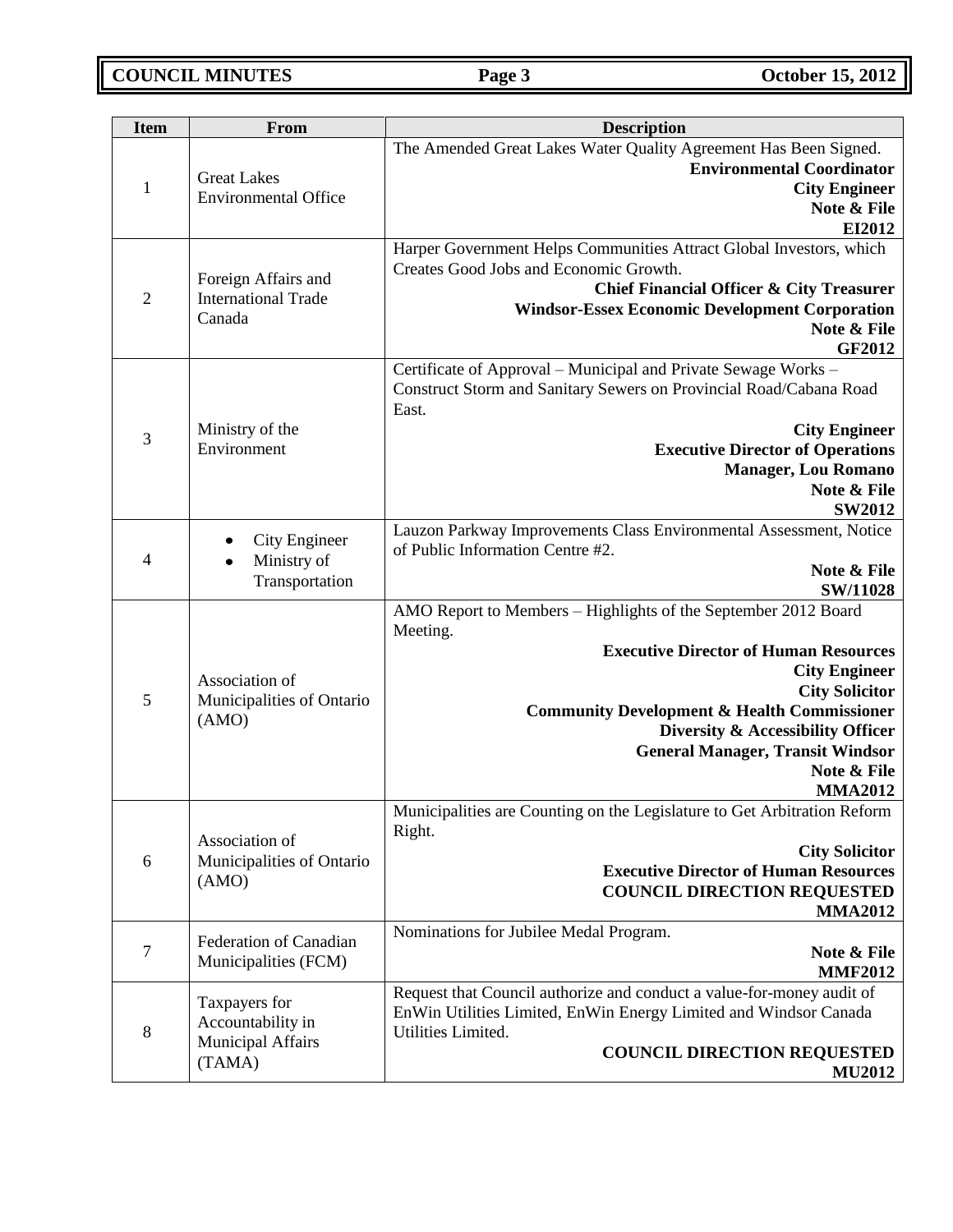| Item | From | Description |
|---|---|---|
| 1 | Great Lakes Environmental Office | The Amended Great Lakes Water Quality Agreement Has Been Signed.<br>**Environmental Coordinator**<br>**City Engineer**<br>**Note & File**<br>**EI2012** |
| 2 | Foreign Affairs and International Trade Canada | Harper Government Helps Communities Attract Global Investors, which Creates Good Jobs and Economic Growth.<br>**Chief Financial Officer & City Treasurer**<br>**Windsor-Essex Economic Development Corporation**<br>**Note & File**<br>**GF2012** |
| 3 | Ministry of the Environment | Certificate of Approval – Municipal and Private Sewage Works – Construct Storm and Sanitary Sewers on Provincial Road/Cabana Road East.<br>**City Engineer**<br>**Executive Director of Operations**<br>**Manager, Lou Romano**<br>**Note & File**<br>**SW2012** |
| 4 | • City Engineer<br>• Ministry of Transportation | Lauzon Parkway Improvements Class Environmental Assessment, Notice of Public Information Centre #2.<br>**Note & File**<br>**SW/11028** |
| 5 | Association of Municipalities of Ontario (AMO) | AMO Report to Members – Highlights of the September 2012 Board Meeting.<br>**Executive Director of Human Resources**<br>**City Engineer**<br>**City Solicitor**<br>**Community Development & Health Commissioner**<br>**Diversity & Accessibility Officer**<br>**General Manager, Transit Windsor**<br>**Note & File**<br>**MMA2012** |
| 6 | Association of Municipalities of Ontario (AMO) | Municipalities are Counting on the Legislature to Get Arbitration Reform Right.<br>**City Solicitor**<br>**Executive Director of Human Resources**<br>**COUNCIL DIRECTION REQUESTED**<br>**MMA2012** |
| 7 | Federation of Canadian Municipalities (FCM) | Nominations for Jubilee Medal Program.<br>**Note & File**<br>**MMF2012** |
| 8 | Taxpayers for Accountability in Municipal Affairs (TAMA) | Request that Council authorize and conduct a value-for-money audit of EnWin Utilities Limited, EnWin Energy Limited and Windsor Canada Utilities Limited.<br>**COUNCIL DIRECTION REQUESTED**<br>**MU2012** |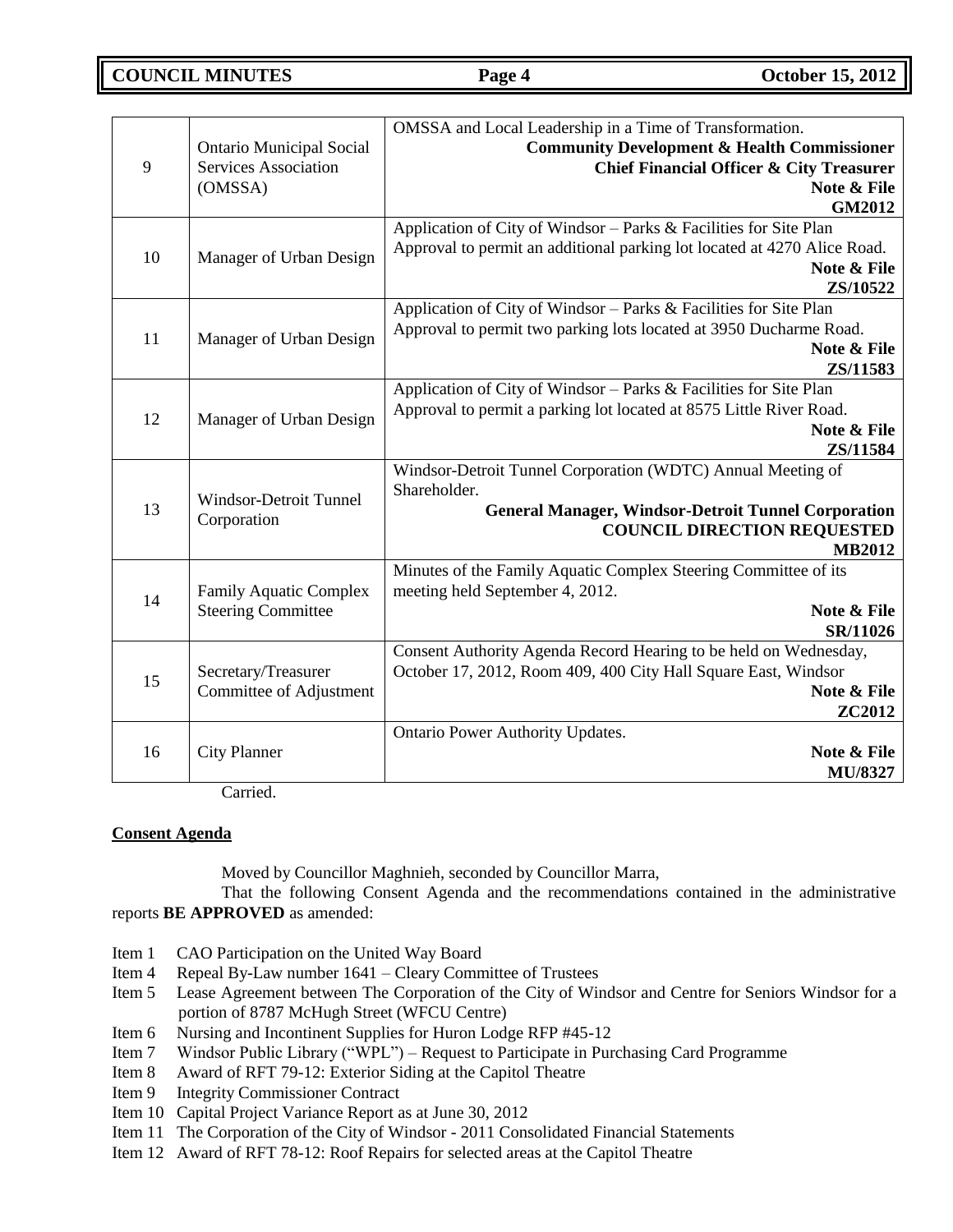| | | |
|---|---|---|
| 9 | Ontario Municipal Social Services Association (OMSSA) | OMSSA and Local Leadership in a Time of Transformation. **Community Development & Health Commissioner** **Chief Financial Officer & City Treasurer** **Note & File** **GM2012** |
| 10 | Manager of Urban Design | Application of City of Windsor – Parks & Facilities for Site Plan Approval to permit an additional parking lot located at 4270 Alice Road. **Note & File** **ZS/10522** |
| 11 | Manager of Urban Design | Application of City of Windsor – Parks & Facilities for Site Plan Approval to permit two parking lots located at 3950 Ducharme Road. **Note & File** **ZS/11583** |
| 12 | Manager of Urban Design | Application of City of Windsor – Parks & Facilities for Site Plan Approval to permit a parking lot located at 8575 Little River Road. **Note & File** **ZS/11584** |
| 13 | Windsor-Detroit Tunnel Corporation | Windsor-Detroit Tunnel Corporation (WDTC) Annual Meeting of Shareholder. **General Manager, Windsor-Detroit Tunnel Corporation** **COUNCIL DIRECTION REQUESTED** **MB2012** |
| 14 | Family Aquatic Complex Steering Committee | Minutes of the Family Aquatic Complex Steering Committee of its meeting held September 4, 2012. **Note & File** **SR/11026** |
| 15 | Secretary/Treasurer Committee of Adjustment | Consent Authority Agenda Record Hearing to be held on Wednesday, October 17, 2012, Room 409, 400 City Hall Square East, Windsor **Note & File** **ZC2012** |
| 16 | City Planner | Ontario Power Authority Updates. **Note & File** **MU/8327** |

Carried.

**Consent Agenda**

Moved by Councillor Maghnieh, seconded by Councillor Marra,

That the following Consent Agenda and the recommendations contained in the administrative reports **BE APPROVED** as amended:

- Item 1 CAO Participation on the United Way Board
- Item 4 Repeal By-Law number 1641 – Cleary Committee of Trustees
- Item 5 Lease Agreement between The Corporation of the City of Windsor and Centre for Seniors Windsor for a portion of 8787 McHugh Street (WFCU Centre)
- Item 6 Nursing and Incontinent Supplies for Huron Lodge RFP #45-12
- Item 7 Windsor Public Library ("WPL") – Request to Participate in Purchasing Card Programme
- Item 8 Award of RFT 79-12: Exterior Siding at the Capitol Theatre
- Item 9 Integrity Commissioner Contract
- Item 10 Capital Project Variance Report as at June 30, 2012
- Item 11 The Corporation of the City of Windsor - 2011 Consolidated Financial Statements
- Item 12 Award of RFT 78-12: Roof Repairs for selected areas at the Capitol Theatre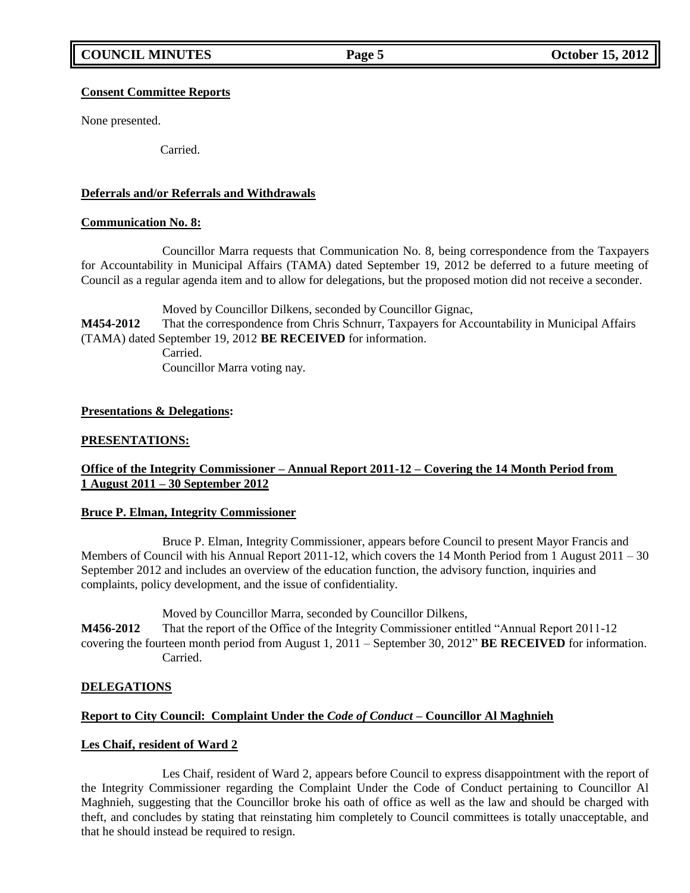**Consent Committee Reports**

None presented.

Carried.

**Deferrals and/or Referrals and Withdrawals**

**Communication No. 8:**

Councillor Marra requests that Communication No. 8, being correspondence from the Taxpayers for Accountability in Municipal Affairs (TAMA) dated September 19, 2012 be deferred to a future meeting of Council as a regular agenda item and to allow for delegations, but the proposed motion did not receive a seconder.

Moved by Councillor Dilkens, seconded by Councillor Gignac,

**M454-2012** That the correspondence from Chris Schnurr, Taxpayers for Accountability in Municipal Affairs (TAMA) dated September 19, 2012 **BE RECEIVED** for information.

Carried.

Councillor Marra voting nay.

**Presentations & Delegations:**

**PRESENTATIONS:**

**Office of the Integrity Commissioner – Annual Report 2011-12 – Covering the 14 Month Period from 1 August 2011 – 30 September 2012**

**Bruce P. Elman, Integrity Commissioner**

Bruce P. Elman, Integrity Commissioner, appears before Council to present Mayor Francis and Members of Council with his Annual Report 2011-12, which covers the 14 Month Period from 1 August 2011 – 30 September 2012 and includes an overview of the education function, the advisory function, inquiries and complaints, policy development, and the issue of confidentiality.

Moved by Councillor Marra, seconded by Councillor Dilkens,

**M456-2012** That the report of the Office of the Integrity Commissioner entitled "Annual Report 2011-12 covering the fourteen month period from August 1, 2011 – September 30, 2012" **BE RECEIVED** for information.

Carried.

**DELEGATIONS**

**Report to City Council: Complaint Under the *Code of Conduct* – Councillor Al Maghnieh**

**Les Chaif, resident of Ward 2**

Les Chaif, resident of Ward 2, appears before Council to express disappointment with the report of the Integrity Commissioner regarding the Complaint Under the Code of Conduct pertaining to Councillor Al Maghnieh, suggesting that the Councillor broke his oath of office as well as the law and should be charged with theft, and concludes by stating that reinstating him completely to Council committees is totally unacceptable, and that he should instead be required to resign.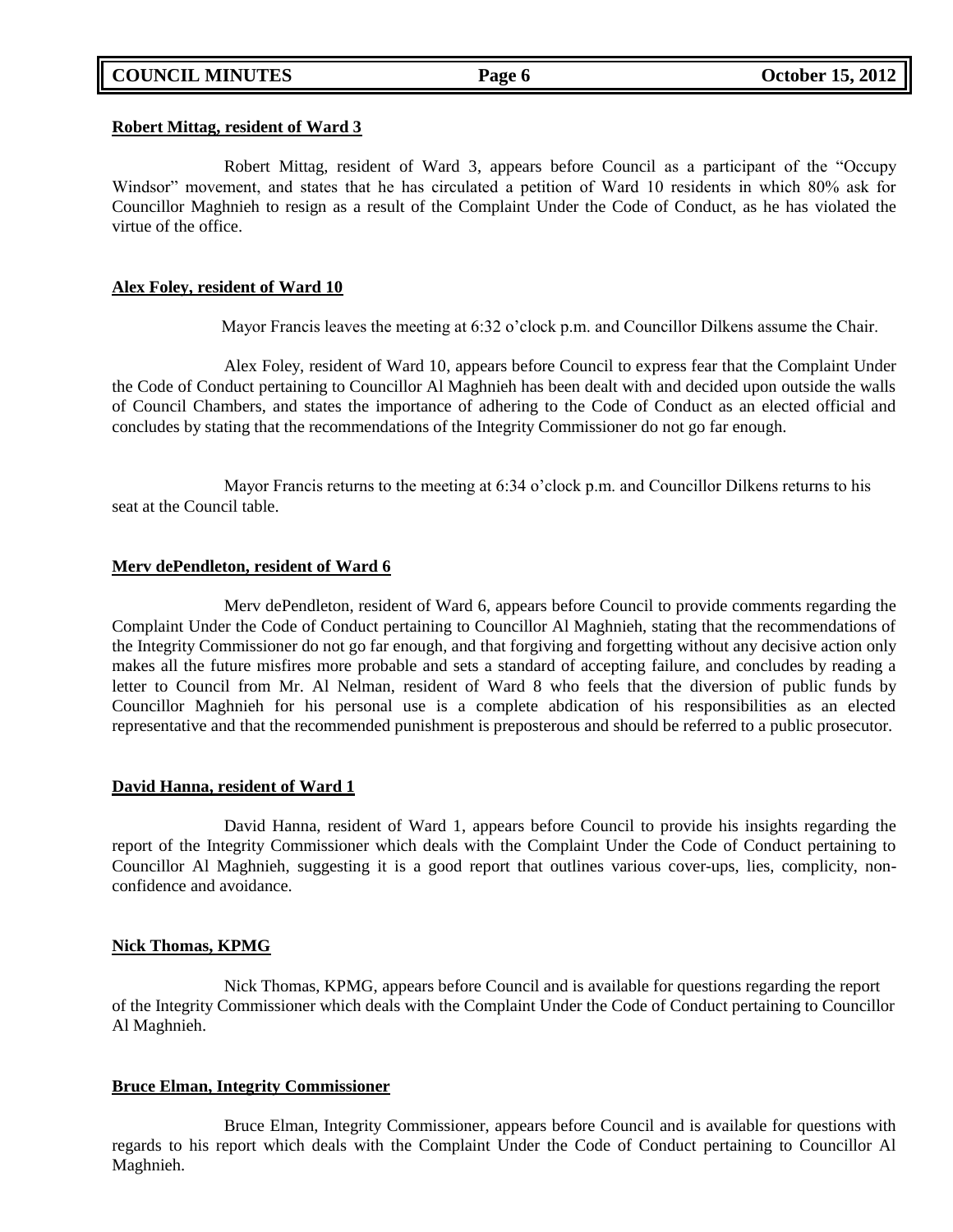**Robert Mittag, resident of Ward 3**

Robert Mittag, resident of Ward 3, appears before Council as a participant of the "Occupy Windsor" movement, and states that he has circulated a petition of Ward 10 residents in which 80% ask for Councillor Maghnieh to resign as a result of the Complaint Under the Code of Conduct, as he has violated the virtue of the office.

**Alex Foley, resident of Ward 10**

Mayor Francis leaves the meeting at 6:32 o'clock p.m. and Councillor Dilkens assume the Chair.

Alex Foley, resident of Ward 10, appears before Council to express fear that the Complaint Under the Code of Conduct pertaining to Councillor Al Maghnieh has been dealt with and decided upon outside the walls of Council Chambers, and states the importance of adhering to the Code of Conduct as an elected official and concludes by stating that the recommendations of the Integrity Commissioner do not go far enough.

Mayor Francis returns to the meeting at 6:34 o'clock p.m. and Councillor Dilkens returns to his seat at the Council table.

**Merv dePendleton, resident of Ward 6**

Merv dePendleton, resident of Ward 6, appears before Council to provide comments regarding the Complaint Under the Code of Conduct pertaining to Councillor Al Maghnieh, stating that the recommendations of the Integrity Commissioner do not go far enough, and that forgiving and forgetting without any decisive action only makes all the future misfires more probable and sets a standard of accepting failure, and concludes by reading a letter to Council from Mr. Al Nelman, resident of Ward 8 who feels that the diversion of public funds by Councillor Maghnieh for his personal use is a complete abdication of his responsibilities as an elected representative and that the recommended punishment is preposterous and should be referred to a public prosecutor.

**David Hanna, resident of Ward 1**

David Hanna, resident of Ward 1, appears before Council to provide his insights regarding the report of the Integrity Commissioner which deals with the Complaint Under the Code of Conduct pertaining to Councillor Al Maghnieh, suggesting it is a good report that outlines various cover-ups, lies, complicity, non-confidence and avoidance.

**Nick Thomas, KPMG**

Nick Thomas, KPMG, appears before Council and is available for questions regarding the report of the Integrity Commissioner which deals with the Complaint Under the Code of Conduct pertaining to Councillor Al Maghnieh.

**Bruce Elman, Integrity Commissioner**

Bruce Elman, Integrity Commissioner, appears before Council and is available for questions with regards to his report which deals with the Complaint Under the Code of Conduct pertaining to Councillor Al Maghnieh.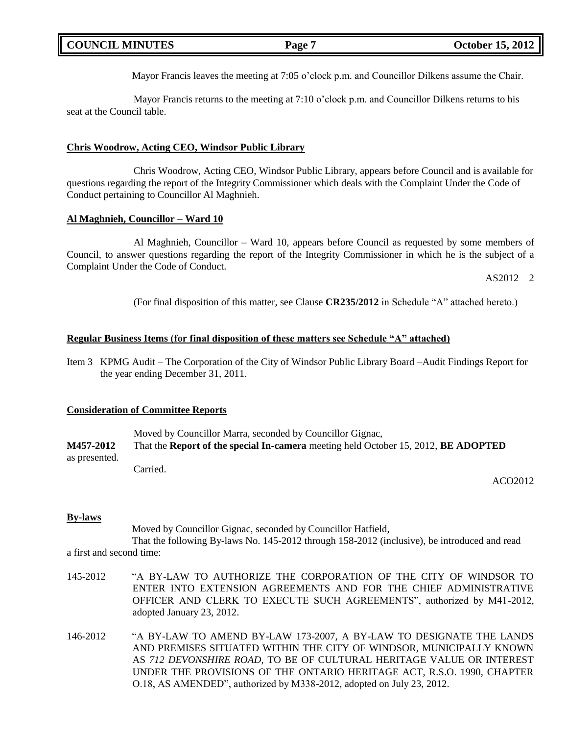Mayor Francis leaves the meeting at 7:05 o'clock p.m. and Councillor Dilkens assume the Chair.

Mayor Francis returns to the meeting at 7:10 o'clock p.m. and Councillor Dilkens returns to his seat at the Council table.

**Chris Woodrow, Acting CEO, Windsor Public Library**

Chris Woodrow, Acting CEO, Windsor Public Library, appears before Council and is available for questions regarding the report of the Integrity Commissioner which deals with the Complaint Under the Code of Conduct pertaining to Councillor Al Maghnieh.

**Al Maghnieh, Councillor – Ward 10**

Al Maghnieh, Councillor – Ward 10, appears before Council as requested by some members of Council, to answer questions regarding the report of the Integrity Commissioner in which he is the subject of a Complaint Under the Code of Conduct.

AS2012 2

(For final disposition of this matter, see Clause **CR235/2012** in Schedule "A" attached hereto.)

**Regular Business Items (for final disposition of these matters see Schedule "A" attached)**

Item 3 KPMG Audit – The Corporation of the City of Windsor Public Library Board –Audit Findings Report for the year ending December 31, 2011.

**Consideration of Committee Reports**

Moved by Councillor Marra, seconded by Councillor Gignac,

**M457-2012** That the **Report of the special In-camera** meeting held October 15, 2012, **BE ADOPTED** as presented.

Carried.

ACO2012

**By-laws**

Moved by Councillor Gignac, seconded by Councillor Hatfield,

That the following By-laws No. 145-2012 through 158-2012 (inclusive), be introduced and read a first and second time:

145-2012 "A BY-LAW TO AUTHORIZE THE CORPORATION OF THE CITY OF WINDSOR TO ENTER INTO EXTENSION AGREEMENTS AND FOR THE CHIEF ADMINISTRATIVE OFFICER AND CLERK TO EXECUTE SUCH AGREEMENTS", authorized by M41-2012, adopted January 23, 2012.

146-2012 "A BY-LAW TO AMEND BY-LAW 173-2007, A BY-LAW TO DESIGNATE THE LANDS AND PREMISES SITUATED WITHIN THE CITY OF WINDSOR, MUNICIPALLY KNOWN AS *712 DEVONSHIRE ROAD*, TO BE OF CULTURAL HERITAGE VALUE OR INTEREST UNDER THE PROVISIONS OF THE ONTARIO HERITAGE ACT, R.S.O. 1990, CHAPTER O.18, AS AMENDED", authorized by M338-2012, adopted on July 23, 2012.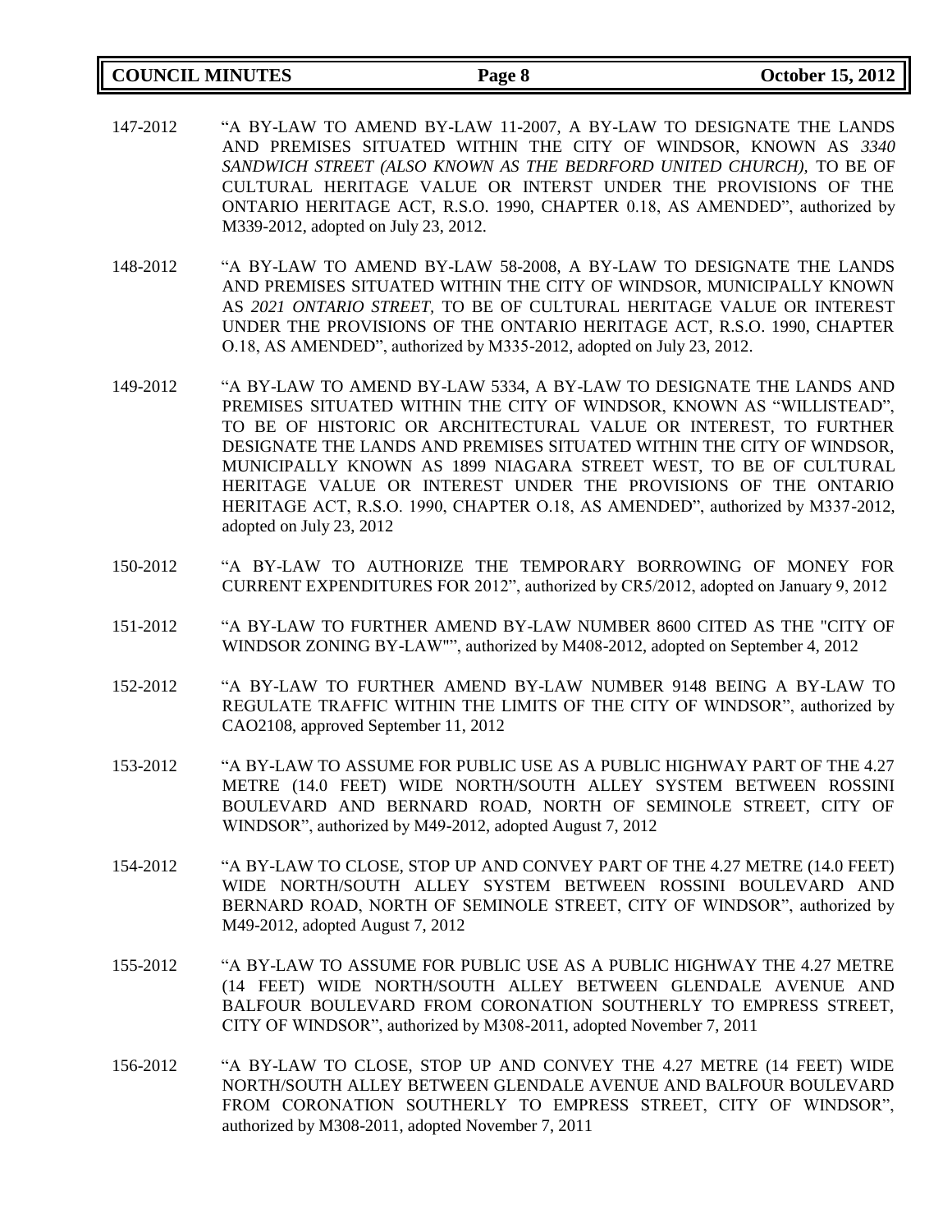147-2012 "A BY-LAW TO AMEND BY-LAW 11-2007, A BY-LAW TO DESIGNATE THE LANDS AND PREMISES SITUATED WITHIN THE CITY OF WINDSOR, KNOWN AS *3340 SANDWICH STREET (ALSO KNOWN AS THE BEDRFORD UNITED CHURCH),* TO BE OF CULTURAL HERITAGE VALUE OR INTERST UNDER THE PROVISIONS OF THE ONTARIO HERITAGE ACT, R.S.O. 1990, CHAPTER 0.18, AS AMENDED", authorized by M339-2012, adopted on July 23, 2012.

148-2012 "A BY-LAW TO AMEND BY-LAW 58-2008, A BY-LAW TO DESIGNATE THE LANDS AND PREMISES SITUATED WITHIN THE CITY OF WINDSOR, MUNICIPALLY KNOWN AS *2021 ONTARIO STREET*, TO BE OF CULTURAL HERITAGE VALUE OR INTEREST UNDER THE PROVISIONS OF THE ONTARIO HERITAGE ACT, R.S.O. 1990, CHAPTER O.18, AS AMENDED", authorized by M335-2012, adopted on July 23, 2012.

149-2012 "A BY-LAW TO AMEND BY-LAW 5334, A BY-LAW TO DESIGNATE THE LANDS AND PREMISES SITUATED WITHIN THE CITY OF WINDSOR, KNOWN AS "WILLISTEAD", TO BE OF HISTORIC OR ARCHITECTURAL VALUE OR INTEREST, TO FURTHER DESIGNATE THE LANDS AND PREMISES SITUATED WITHIN THE CITY OF WINDSOR, MUNICIPALLY KNOWN AS 1899 NIAGARA STREET WEST, TO BE OF CULTURAL HERITAGE VALUE OR INTEREST UNDER THE PROVISIONS OF THE ONTARIO HERITAGE ACT, R.S.O. 1990, CHAPTER O.18, AS AMENDED", authorized by M337-2012, adopted on July 23, 2012

150-2012 "A BY-LAW TO AUTHORIZE THE TEMPORARY BORROWING OF MONEY FOR CURRENT EXPENDITURES FOR 2012", authorized by CR5/2012, adopted on January 9, 2012

151-2012 "A BY-LAW TO FURTHER AMEND BY-LAW NUMBER 8600 CITED AS THE "CITY OF WINDSOR ZONING BY-LAW"", authorized by M408-2012, adopted on September 4, 2012

152-2012 "A BY-LAW TO FURTHER AMEND BY-LAW NUMBER 9148 BEING A BY-LAW TO REGULATE TRAFFIC WITHIN THE LIMITS OF THE CITY OF WINDSOR", authorized by CAO2108, approved September 11, 2012

153-2012 "A BY-LAW TO ASSUME FOR PUBLIC USE AS A PUBLIC HIGHWAY PART OF THE 4.27 METRE (14.0 FEET) WIDE NORTH/SOUTH ALLEY SYSTEM BETWEEN ROSSINI BOULEVARD AND BERNARD ROAD, NORTH OF SEMINOLE STREET, CITY OF WINDSOR", authorized by M49-2012, adopted August 7, 2012

154-2012 "A BY-LAW TO CLOSE, STOP UP AND CONVEY PART OF THE 4.27 METRE (14.0 FEET) WIDE NORTH/SOUTH ALLEY SYSTEM BETWEEN ROSSINI BOULEVARD AND BERNARD ROAD, NORTH OF SEMINOLE STREET, CITY OF WINDSOR", authorized by M49-2012, adopted August 7, 2012

155-2012 "A BY-LAW TO ASSUME FOR PUBLIC USE AS A PUBLIC HIGHWAY THE 4.27 METRE (14 FEET) WIDE NORTH/SOUTH ALLEY BETWEEN GLENDALE AVENUE AND BALFOUR BOULEVARD FROM CORONATION SOUTHERLY TO EMPRESS STREET, CITY OF WINDSOR", authorized by M308-2011, adopted November 7, 2011

156-2012 "A BY-LAW TO CLOSE, STOP UP AND CONVEY THE 4.27 METRE (14 FEET) WIDE NORTH/SOUTH ALLEY BETWEEN GLENDALE AVENUE AND BALFOUR BOULEVARD FROM CORONATION SOUTHERLY TO EMPRESS STREET, CITY OF WINDSOR", authorized by M308-2011, adopted November 7, 2011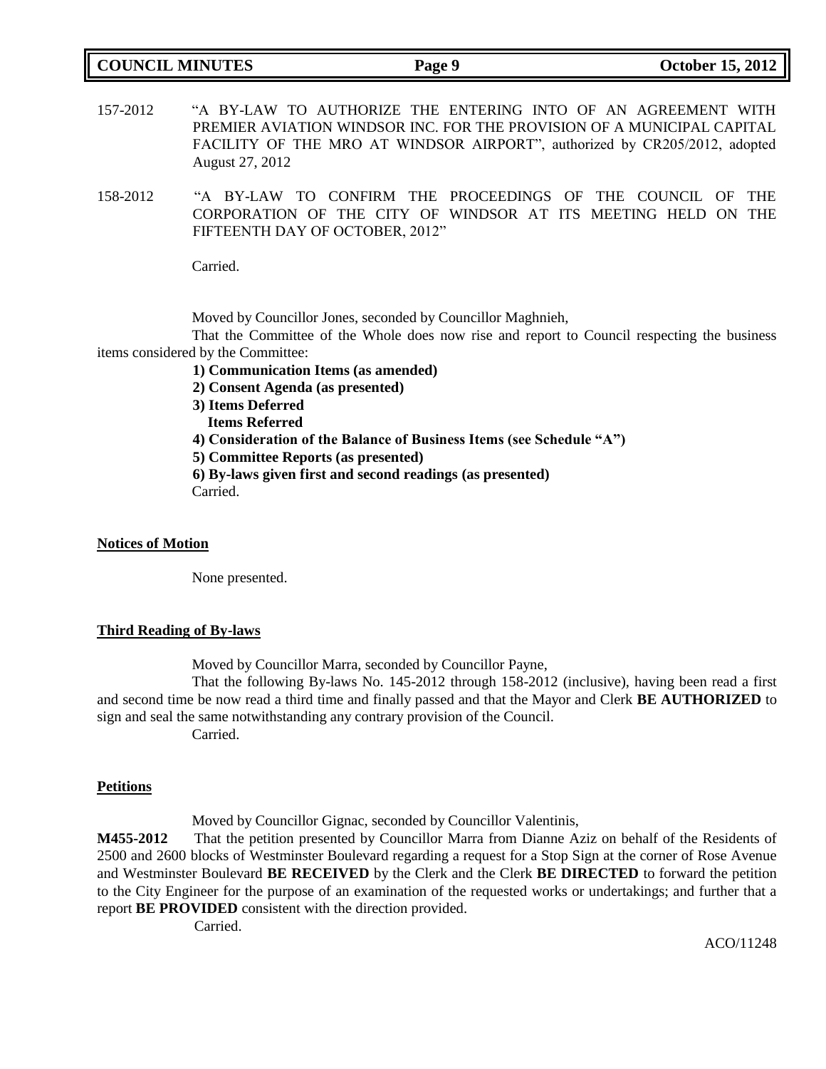157-2012 "A BY-LAW TO AUTHORIZE THE ENTERING INTO OF AN AGREEMENT WITH PREMIER AVIATION WINDSOR INC. FOR THE PROVISION OF A MUNICIPAL CAPITAL FACILITY OF THE MRO AT WINDSOR AIRPORT", authorized by CR205/2012, adopted August 27, 2012

158-2012 "A BY-LAW TO CONFIRM THE PROCEEDINGS OF THE COUNCIL OF THE CORPORATION OF THE CITY OF WINDSOR AT ITS MEETING HELD ON THE FIFTEENTH DAY OF OCTOBER, 2012"

Carried.

Moved by Councillor Jones, seconded by Councillor Maghnieh,

That the Committee of the Whole does now rise and report to Council respecting the business items considered by the Committee:

**1) Communication Items (as amended)**
**2) Consent Agenda (as presented)**
**3) Items Deferred**
**Items Referred**
**4) Consideration of the Balance of Business Items (see Schedule "A")**
**5) Committee Reports (as presented)**
**6) By-laws given first and second readings (as presented)**

Carried.

## Notices of Motion

None presented.

## Third Reading of By-laws

Moved by Councillor Marra, seconded by Councillor Payne,

That the following By-laws No. 145-2012 through 158-2012 (inclusive), having been read a first and second time be now read a third time and finally passed and that the Mayor and Clerk **BE AUTHORIZED** to sign and seal the same notwithstanding any contrary provision of the Council.

Carried.

## Petitions

Moved by Councillor Gignac, seconded by Councillor Valentinis,

**M455-2012** That the petition presented by Councillor Marra from Dianne Aziz on behalf of the Residents of 2500 and 2600 blocks of Westminster Boulevard regarding a request for a Stop Sign at the corner of Rose Avenue and Westminster Boulevard **BE RECEIVED** by the Clerk and the Clerk **BE DIRECTED** to forward the petition to the City Engineer for the purpose of an examination of the requested works or undertakings; and further that a report **BE PROVIDED** consistent with the direction provided.

Carried.

ACO/11248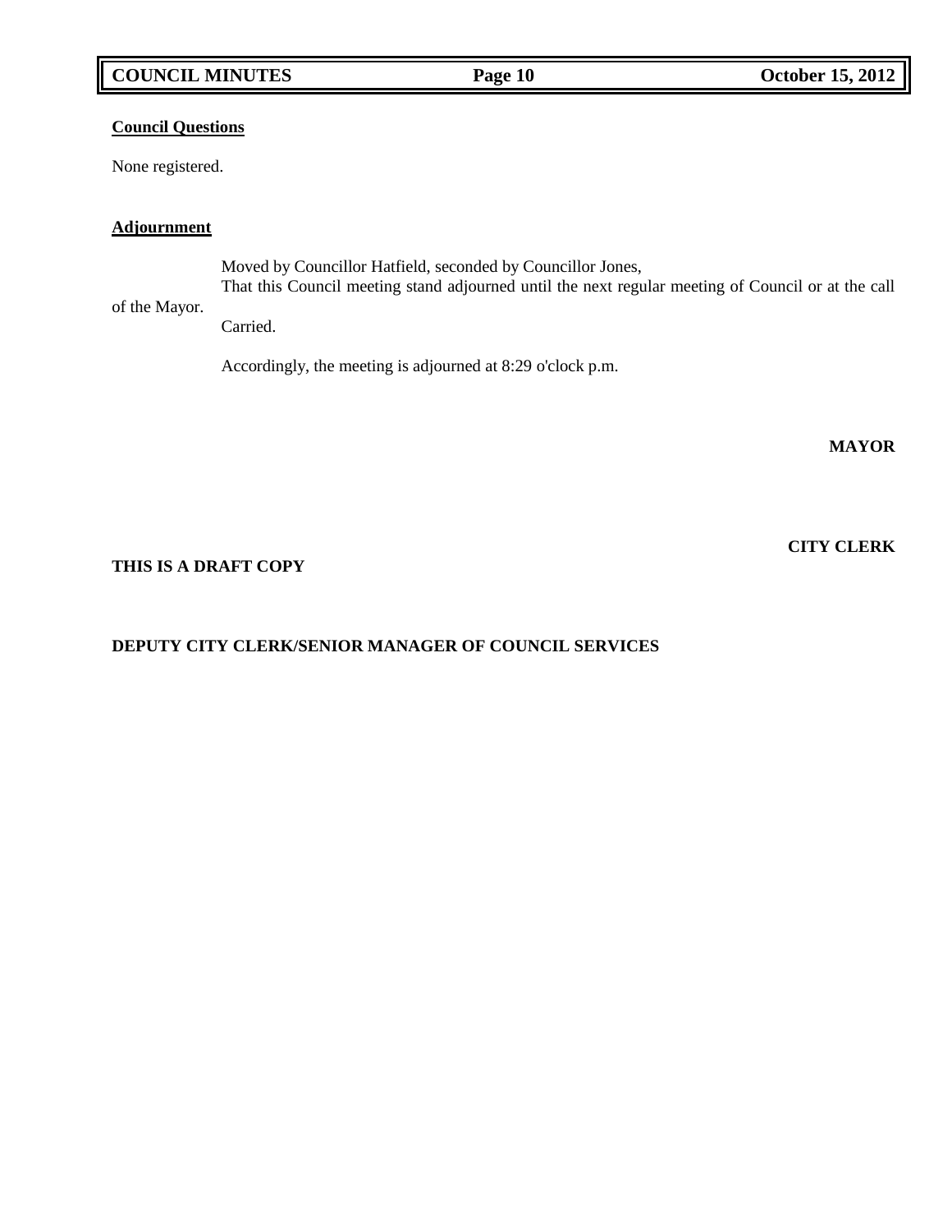**Council Questions**

None registered.

**Adjournment**

Moved by Councillor Hatfield, seconded by Councillor Jones,

That this Council meeting stand adjourned until the next regular meeting of Council or at the call of the Mayor.

Carried.

Accordingly, the meeting is adjourned at 8:29 o'clock p.m.

**MAYOR**

**CITY CLERK**

**THIS IS A DRAFT COPY**

**DEPUTY CITY CLERK/SENIOR MANAGER OF COUNCIL SERVICES**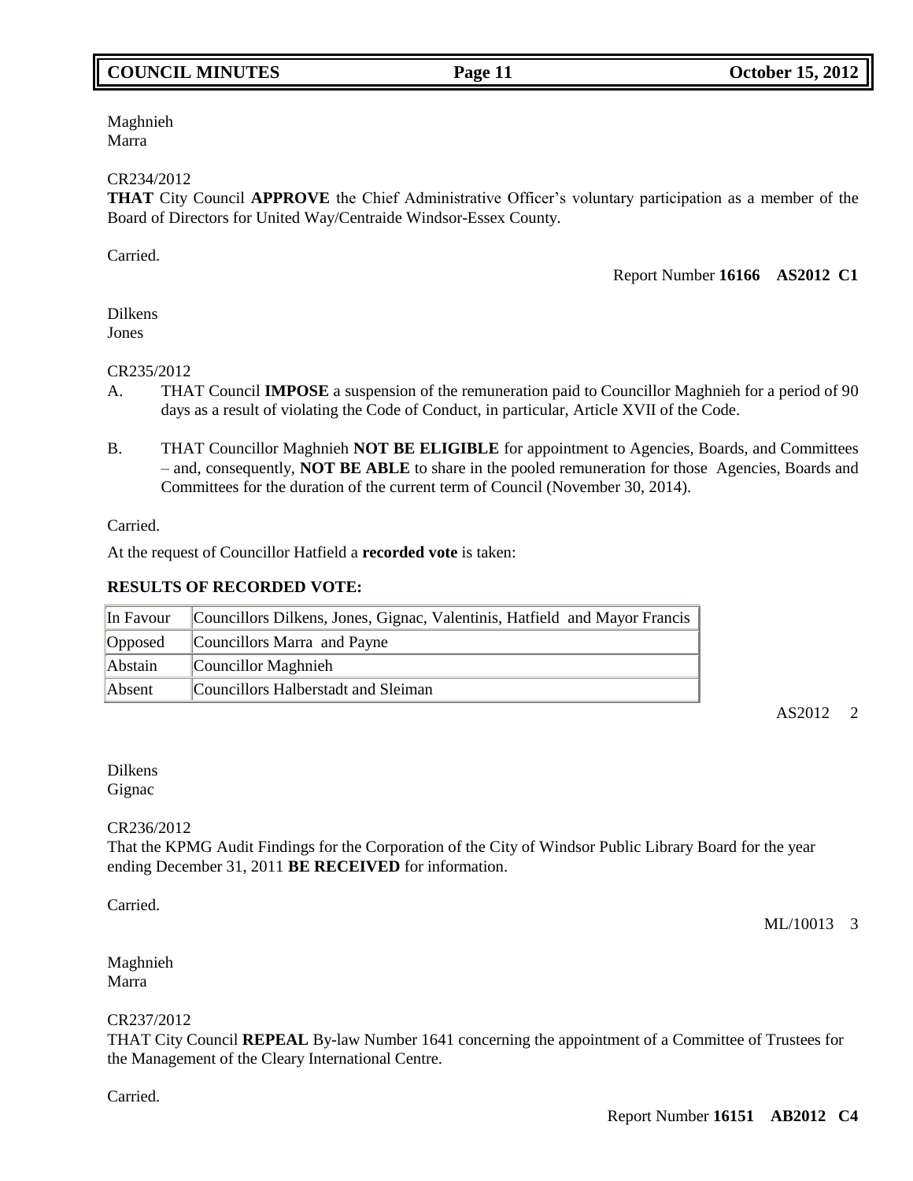Maghnieh
Marra

CR234/2012
**THAT** City Council **APPROVE** the Chief Administrative Officer's voluntary participation as a member of the Board of Directors for United Way/Centraide Windsor-Essex County.

Carried.

Report Number **16166 AS2012 C1**

Dilkens
Jones

CR235/2012

A. THAT Council **IMPOSE** a suspension of the remuneration paid to Councillor Maghnieh for a period of 90 days as a result of violating the Code of Conduct, in particular, Article XVII of the Code.

B. THAT Councillor Maghnieh **NOT BE ELIGIBLE** for appointment to Agencies, Boards, and Committees – and, consequently, **NOT BE ABLE** to share in the pooled remuneration for those Agencies, Boards and Committees for the duration of the current term of Council (November 30, 2014).

Carried.

At the request of Councillor Hatfield a **recorded vote** is taken:

**RESULTS OF RECORDED VOTE:**

| | |
|---|---|
| In Favour | Councillors Dilkens, Jones, Gignac, Valentinis, Hatfield and Mayor Francis |
| Opposed | Councillors Marra and Payne |
| Abstain | Councillor Maghnieh |
| Absent | Councillors Halberstadt and Sleiman |

AS2012 2

Dilkens
Gignac

CR236/2012
That the KPMG Audit Findings for the Corporation of the City of Windsor Public Library Board for the year ending December 31, 2011 **BE RECEIVED** for information.

Carried.

ML/10013 3

Maghnieh
Marra

CR237/2012
THAT City Council **REPEAL** By-law Number 1641 concerning the appointment of a Committee of Trustees for the Management of the Cleary International Centre.

Carried.

Report Number **16151 AB2012 C4**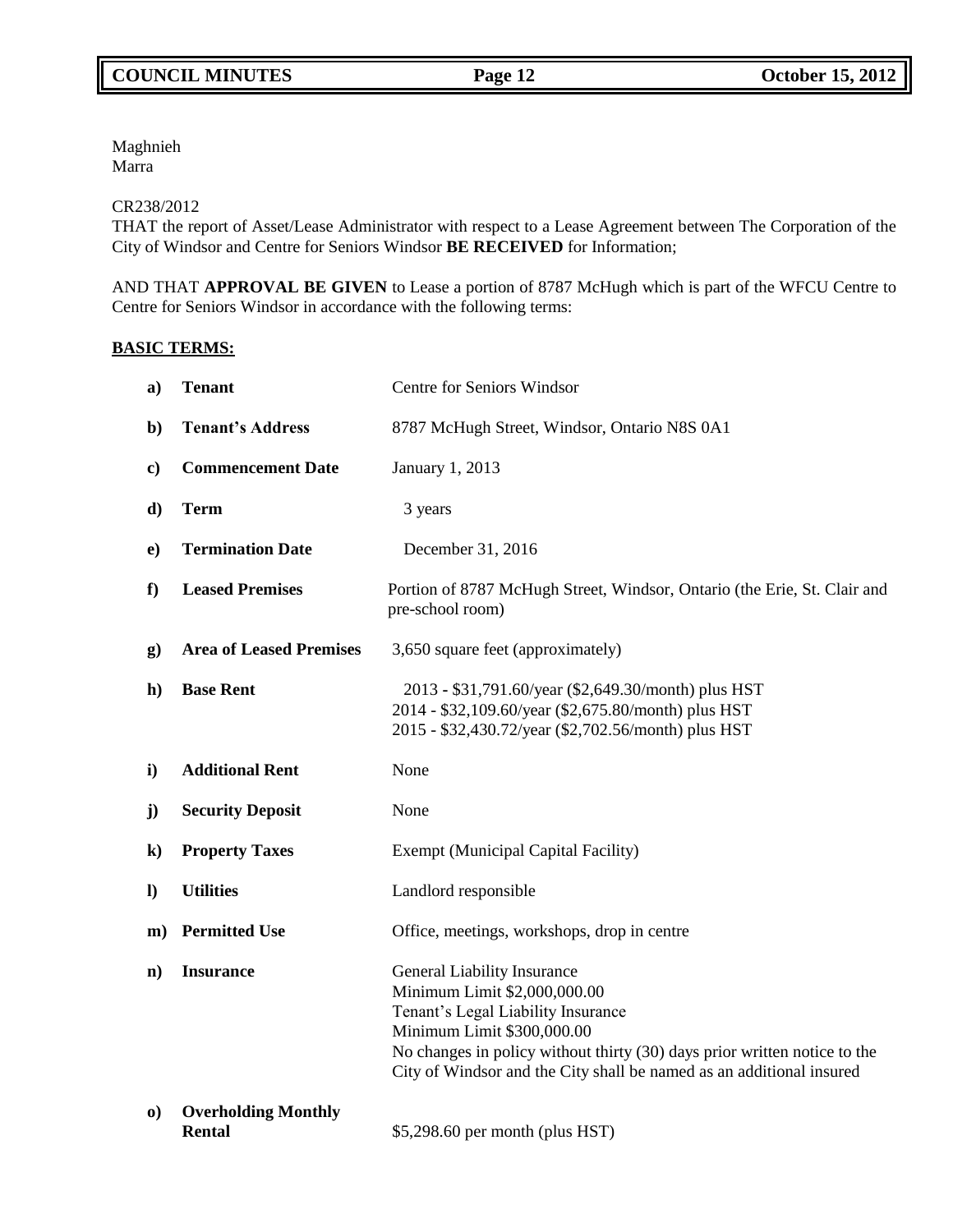Maghnieh
Marra

CR238/2012
THAT the report of Asset/Lease Administrator with respect to a Lease Agreement between The Corporation of the City of Windsor and Centre for Seniors Windsor **BE RECEIVED** for Information;

AND THAT **APPROVAL BE GIVEN** to Lease a portion of 8787 McHugh which is part of the WFCU Centre to Centre for Seniors Windsor in accordance with the following terms:

**BASIC TERMS:**

| | | |
|---|---|---|
| **a)** | **Tenant** | Centre for Seniors Windsor |
| **b)** | **Tenant's Address** | 8787 McHugh Street, Windsor, Ontario N8S 0A1 |
| **c)** | **Commencement Date** | January 1, 2013 |
| **d)** | **Term** | 3 years |
| **e)** | **Termination Date** | December 31, 2016 |
| **f)** | **Leased Premises** | Portion of 8787 McHugh Street, Windsor, Ontario (the Erie, St. Clair and pre-school room) |
| **g)** | **Area of Leased Premises** | 3,650 square feet (approximately) |
| **h)** | **Base Rent** | 2013 - $31,791.60/year ($2,649.30/month) plus HST<br>2014 - $32,109.60/year ($2,675.80/month) plus HST<br>2015 - $32,430.72/year ($2,702.56/month) plus HST |
| **i)** | **Additional Rent** | None |
| **j)** | **Security Deposit** | None |
| **k)** | **Property Taxes** | Exempt (Municipal Capital Facility) |
| **l)** | **Utilities** | Landlord responsible |
| **m)** | **Permitted Use** | Office, meetings, workshops, drop in centre |
| **n)** | **Insurance** | General Liability Insurance<br>Minimum Limit $2,000,000.00<br>Tenant's Legal Liability Insurance<br>Minimum Limit $300,000.00<br>No changes in policy without thirty (30) days prior written notice to the City of Windsor and the City shall be named as an additional insured |
| **o)** | **Overholding Monthly Rental** | $5,298.60 per month (plus HST) |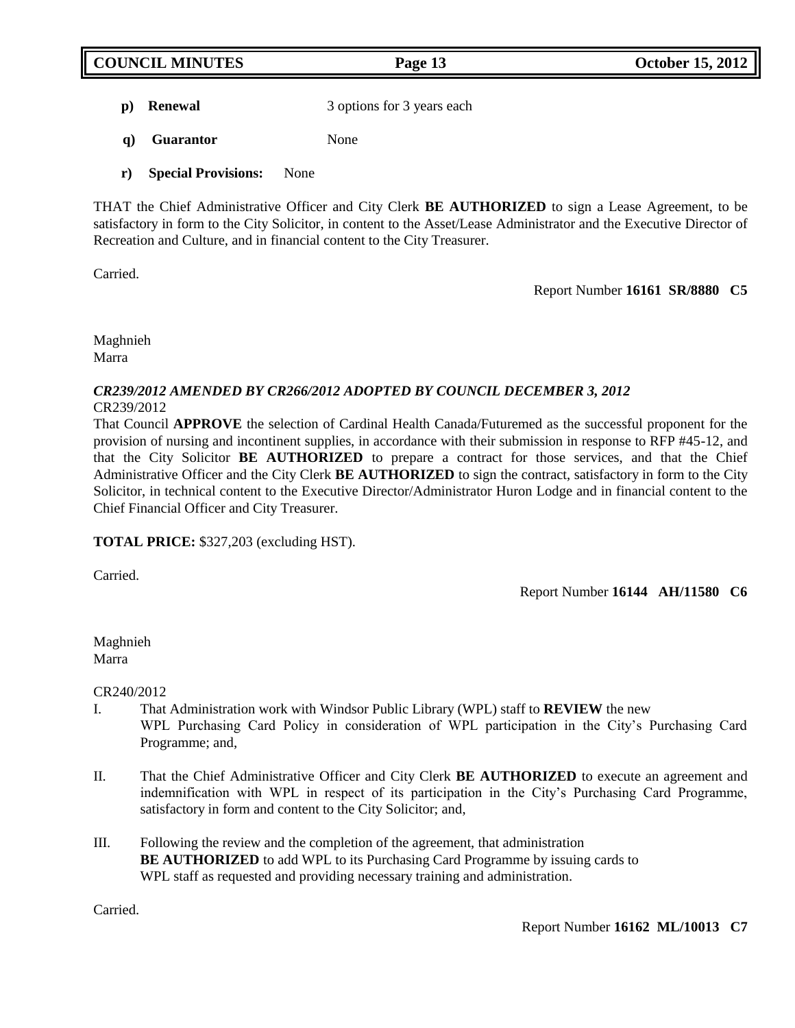p) **Renewal** 3 options for 3 years each

q) **Guarantor** None

r) **Special Provisions:** None

THAT the Chief Administrative Officer and City Clerk **BE AUTHORIZED** to sign a Lease Agreement, to be satisfactory in form to the City Solicitor, in content to the Asset/Lease Administrator and the Executive Director of Recreation and Culture, and in financial content to the City Treasurer.

Carried.

Report Number **16161 SR/8880 C5**

Maghnieh
Marra

***CR239/2012 AMENDED BY CR266/2012 ADOPTED BY COUNCIL DECEMBER 3, 2012***
CR239/2012
That Council **APPROVE** the selection of Cardinal Health Canada/Futuremed as the successful proponent for the provision of nursing and incontinent supplies, in accordance with their submission in response to RFP #45-12, and that the City Solicitor **BE AUTHORIZED** to prepare a contract for those services, and that the Chief Administrative Officer and the City Clerk **BE AUTHORIZED** to sign the contract, satisfactory in form to the City Solicitor, in technical content to the Executive Director/Administrator Huron Lodge and in financial content to the Chief Financial Officer and City Treasurer.

**TOTAL PRICE:** $327,203 (excluding HST).

Carried.

Report Number **16144 AH/11580 C6**

Maghnieh
Marra

CR240/2012

I. That Administration work with Windsor Public Library (WPL) staff to **REVIEW** the new WPL Purchasing Card Policy in consideration of WPL participation in the City's Purchasing Card Programme; and,

II. That the Chief Administrative Officer and City Clerk **BE AUTHORIZED** to execute an agreement and indemnification with WPL in respect of its participation in the City's Purchasing Card Programme, satisfactory in form and content to the City Solicitor; and,

III. Following the review and the completion of the agreement, that administration **BE AUTHORIZED** to add WPL to its Purchasing Card Programme by issuing cards to WPL staff as requested and providing necessary training and administration.

Carried.

Report Number **16162 ML/10013 C7**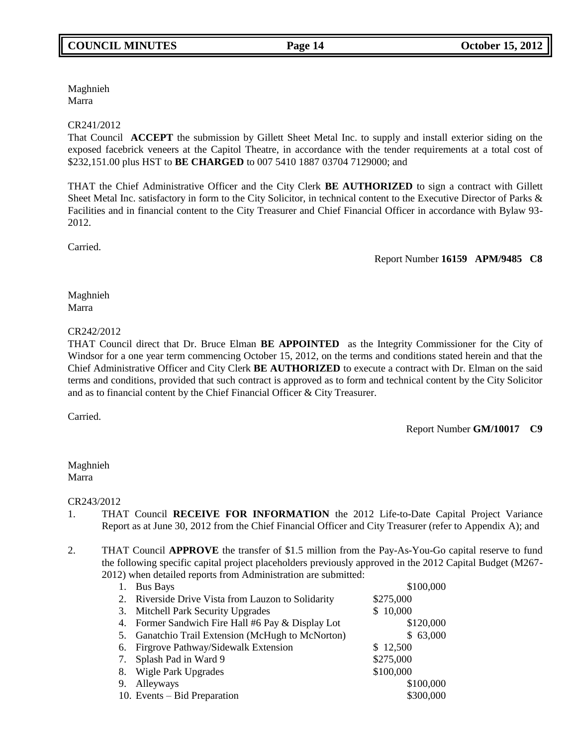Maghnieh
Marra

CR241/2012
That Council **ACCEPT** the submission by Gillett Sheet Metal Inc. to supply and install exterior siding on the exposed facebrick veneers at the Capitol Theatre, in accordance with the tender requirements at a total cost of $232,151.00 plus HST to **BE CHARGED** to 007 5410 1887 03704 7129000; and

THAT the Chief Administrative Officer and the City Clerk **BE AUTHORIZED** to sign a contract with Gillett Sheet Metal Inc. satisfactory in form to the City Solicitor, in technical content to the Executive Director of Parks & Facilities and in financial content to the City Treasurer and Chief Financial Officer in accordance with Bylaw 93-2012.

Carried.

Report Number **16159 APM/9485 C8**

Maghnieh
Marra

CR242/2012
THAT Council direct that Dr. Bruce Elman **BE APPOINTED** as the Integrity Commissioner for the City of Windsor for a one year term commencing October 15, 2012, on the terms and conditions stated herein and that the Chief Administrative Officer and City Clerk **BE AUTHORIZED** to execute a contract with Dr. Elman on the said terms and conditions, provided that such contract is approved as to form and technical content by the City Solicitor and as to financial content by the Chief Financial Officer & City Treasurer.

Carried.

Report Number **GM/10017 C9**

Maghnieh
Marra

CR243/2012

1. THAT Council **RECEIVE FOR INFORMATION** the 2012 Life-to-Date Capital Project Variance Report as at June 30, 2012 from the Chief Financial Officer and City Treasurer (refer to Appendix A); and

2. THAT Council **APPROVE** the transfer of $1.5 million from the Pay-As-You-Go capital reserve to fund the following specific capital project placeholders previously approved in the 2012 Capital Budget (M267-2012) when detailed reports from Administration are submitted:

   1. Bus Bays $100,000
   2. Riverside Drive Vista from Lauzon to Solidarity $275,000
   3. Mitchell Park Security Upgrades $ 10,000
   4. Former Sandwich Fire Hall #6 Pay & Display Lot $120,000
   5. Ganatchio Trail Extension (McHugh to McNorton) $ 63,000
   6. Firgrove Pathway/Sidewalk Extension $ 12,500
   7. Splash Pad in Ward 9 $275,000
   8. Wigle Park Upgrades $100,000
   9. Alleyways $100,000
   10. Events – Bid Preparation $300,000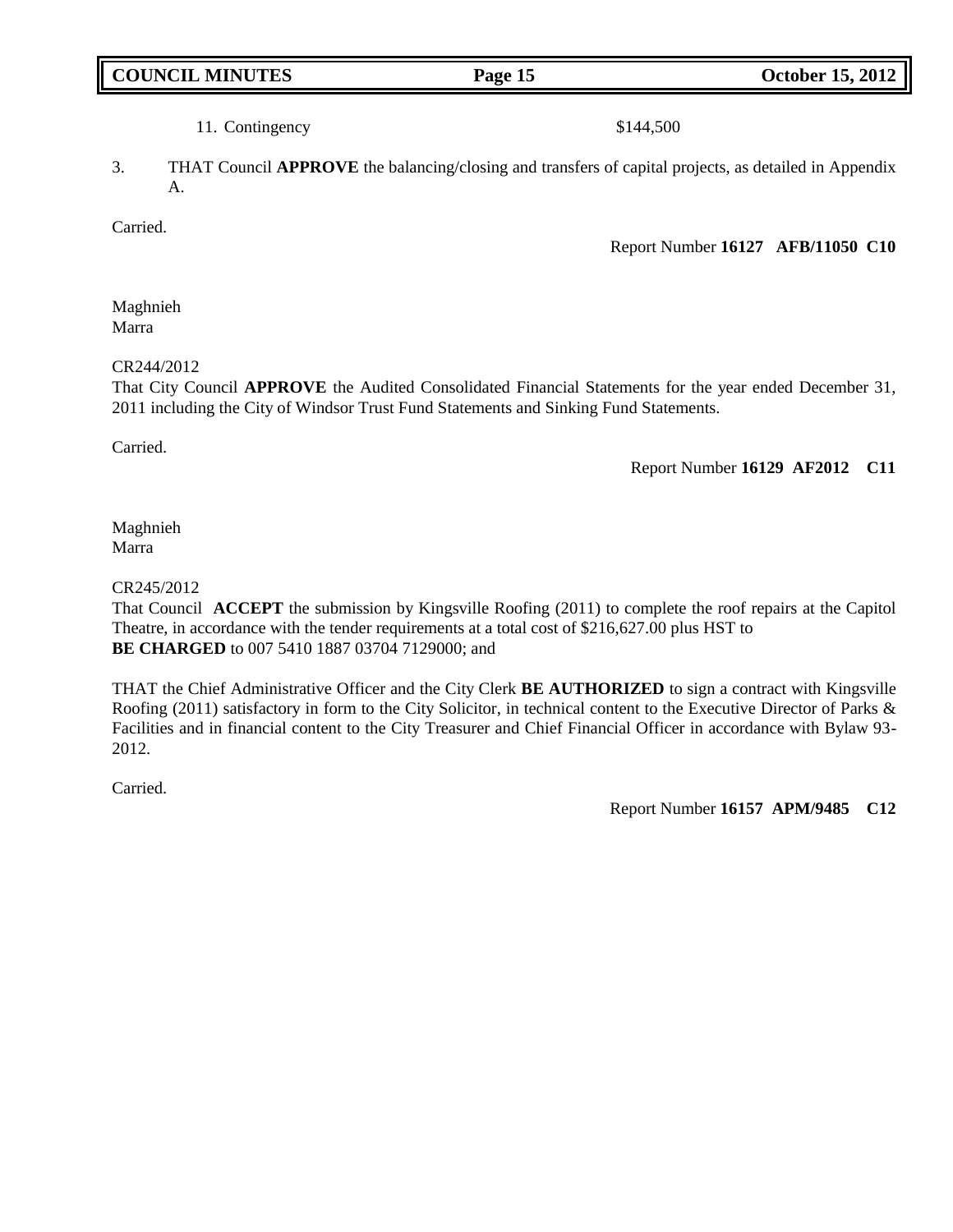11. Contingency $144,500

3. THAT Council **APPROVE** the balancing/closing and transfers of capital projects, as detailed in Appendix A.

Carried.

Report Number **16127 AFB/11050 C10**

Maghnieh
Marra

CR244/2012
That City Council **APPROVE** the Audited Consolidated Financial Statements for the year ended December 31, 2011 including the City of Windsor Trust Fund Statements and Sinking Fund Statements.

Carried.

Report Number **16129 AF2012 C11**

Maghnieh
Marra

CR245/2012
That Council **ACCEPT** the submission by Kingsville Roofing (2011) to complete the roof repairs at the Capitol Theatre, in accordance with the tender requirements at a total cost of $216,627.00 plus HST to **BE CHARGED** to 007 5410 1887 03704 7129000; and

THAT the Chief Administrative Officer and the City Clerk **BE AUTHORIZED** to sign a contract with Kingsville Roofing (2011) satisfactory in form to the City Solicitor, in technical content to the Executive Director of Parks & Facilities and in financial content to the City Treasurer and Chief Financial Officer in accordance with Bylaw 93-2012.

Carried.

Report Number **16157 APM/9485 C12**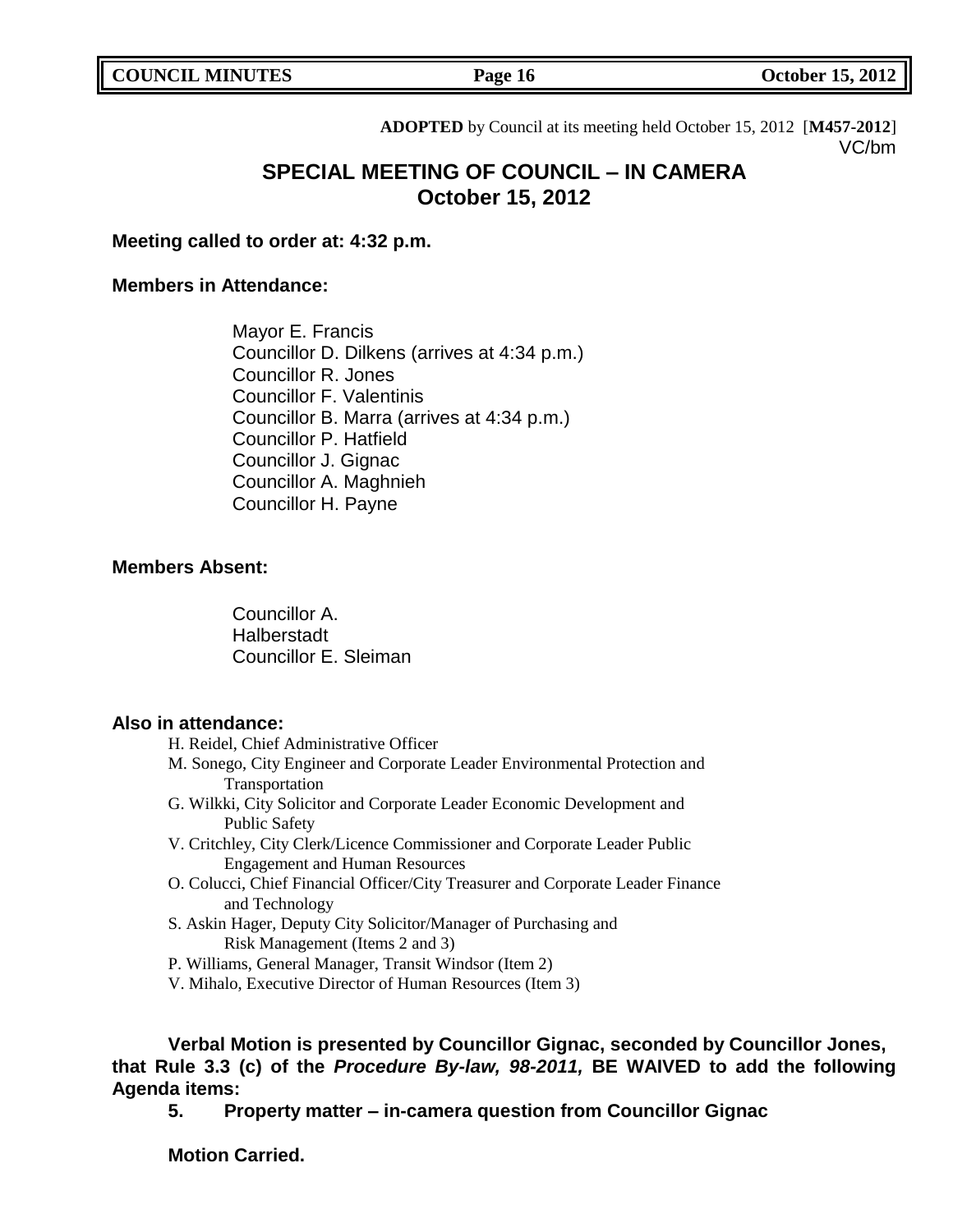**ADOPTED** by Council at its meeting held October 15, 2012 [**M457-2012**]
VC/bm

# SPECIAL MEETING OF COUNCIL – IN CAMERA
## October 15, 2012

**Meeting called to order at: 4:32 p.m.**

**Members in Attendance:**

Mayor E. Francis
Councillor D. Dilkens (arrives at 4:34 p.m.)
Councillor R. Jones
Councillor F. Valentinis
Councillor B. Marra (arrives at 4:34 p.m.)
Councillor P. Hatfield
Councillor J. Gignac
Councillor A. Maghnieh
Councillor H. Payne

**Members Absent:**

Councillor A. Halberstadt
Councillor E. Sleiman

**Also in attendance:**

H. Reidel, Chief Administrative Officer
M. Sonego, City Engineer and Corporate Leader Environmental Protection and Transportation
G. Wilkki, City Solicitor and Corporate Leader Economic Development and Public Safety
V. Critchley, City Clerk/Licence Commissioner and Corporate Leader Public Engagement and Human Resources
O. Colucci, Chief Financial Officer/City Treasurer and Corporate Leader Finance and Technology
S. Askin Hager, Deputy City Solicitor/Manager of Purchasing and Risk Management (Items 2 and 3)
P. Williams, General Manager, Transit Windsor (Item 2)
V. Mihalo, Executive Director of Human Resources (Item 3)

**Verbal Motion is presented by Councillor Gignac, seconded by Councillor Jones, that Rule 3.3 (c) of the *Procedure By-law, 98-2011,* BE WAIVED to add the following Agenda items:**

**5. Property matter – in-camera question from Councillor Gignac**

**Motion Carried.**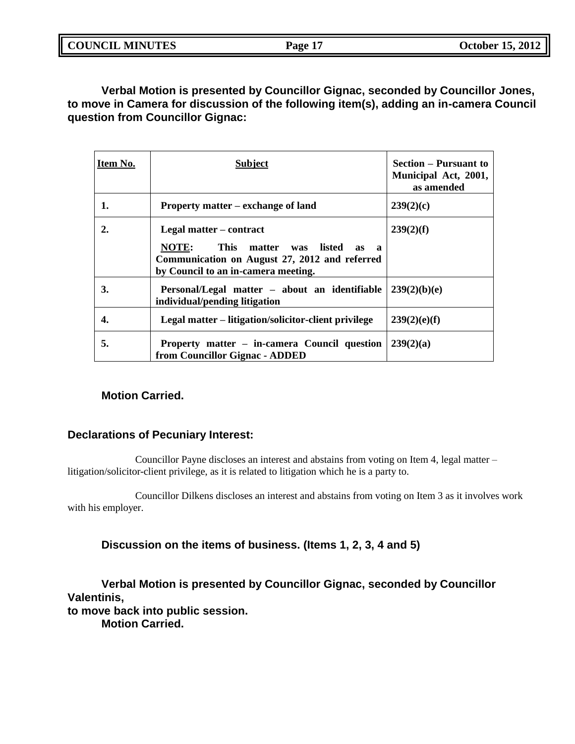**Verbal Motion is presented by Councillor Gignac, seconded by Councillor Jones, to move in Camera for discussion of the following item(s), adding an in-camera Council question from Councillor Gignac:**

| Item No. | Subject | Section – Pursuant to Municipal Act, 2001, as amended |
|---|---|---|
| **1.** | **Property matter – exchange of land** | **239(2)(c)** |
| **2.** | **Legal matter – contract**<br>**NOTE: This matter was listed as a Communication on August 27, 2012 and referred by Council to an in-camera meeting.** | **239(2)(f)** |
| **3.** | **Personal/Legal matter – about an identifiable individual/pending litigation** | **239(2)(b)(e)** |
| **4.** | **Legal matter – litigation/solicitor-client privilege** | **239(2)(e)(f)** |
| **5.** | **Property matter – in-camera Council question from Councillor Gignac - ADDED** | **239(2)(a)** |

**Motion Carried.**

### Declarations of Pecuniary Interest:

Councillor Payne discloses an interest and abstains from voting on Item 4, legal matter – litigation/solicitor-client privilege, as it is related to litigation which he is a party to.

Councillor Dilkens discloses an interest and abstains from voting on Item 3 as it involves work with his employer.

**Discussion on the items of business. (Items 1, 2, 3, 4 and 5)**

**Verbal Motion is presented by Councillor Gignac, seconded by Councillor Valentinis,**
**to move back into public session.**
**Motion Carried.**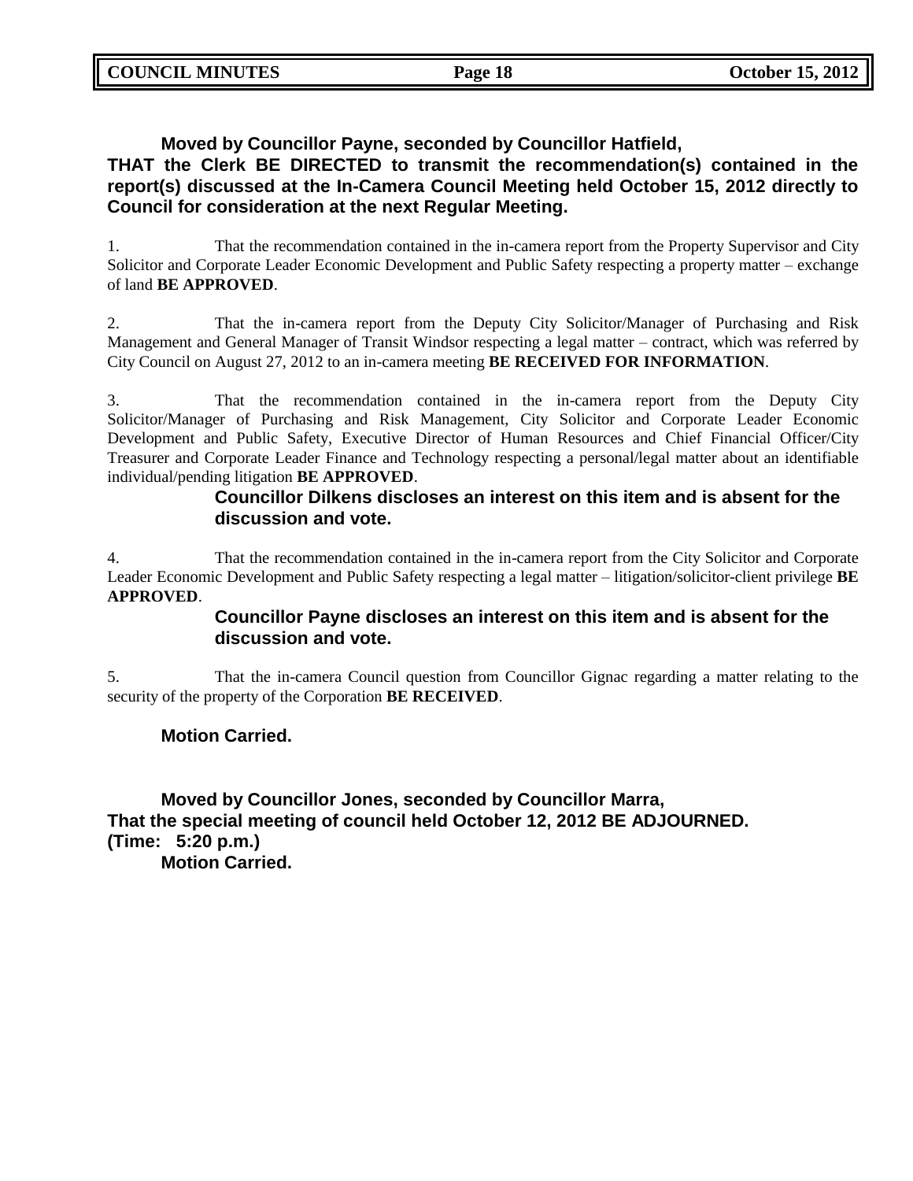**Moved by Councillor Payne, seconded by Councillor Hatfield,**
**THAT the Clerk BE DIRECTED to transmit the recommendation(s) contained in the report(s) discussed at the In-Camera Council Meeting held October 15, 2012 directly to Council for consideration at the next Regular Meeting.**

1. That the recommendation contained in the in-camera report from the Property Supervisor and City Solicitor and Corporate Leader Economic Development and Public Safety respecting a property matter – exchange of land **BE APPROVED**.

2. That the in-camera report from the Deputy City Solicitor/Manager of Purchasing and Risk Management and General Manager of Transit Windsor respecting a legal matter – contract, which was referred by City Council on August 27, 2012 to an in-camera meeting **BE RECEIVED FOR INFORMATION**.

3. That the recommendation contained in the in-camera report from the Deputy City Solicitor/Manager of Purchasing and Risk Management, City Solicitor and Corporate Leader Economic Development and Public Safety, Executive Director of Human Resources and Chief Financial Officer/City Treasurer and Corporate Leader Finance and Technology respecting a personal/legal matter about an identifiable individual/pending litigation **BE APPROVED**.

**Councillor Dilkens discloses an interest on this item and is absent for the discussion and vote.**

4. That the recommendation contained in the in-camera report from the City Solicitor and Corporate Leader Economic Development and Public Safety respecting a legal matter – litigation/solicitor-client privilege **BE APPROVED**.

**Councillor Payne discloses an interest on this item and is absent for the discussion and vote.**

5. That the in-camera Council question from Councillor Gignac regarding a matter relating to the security of the property of the Corporation **BE RECEIVED**.

**Motion Carried.**

**Moved by Councillor Jones, seconded by Councillor Marra,**
**That the special meeting of council held October 12, 2012 BE ADJOURNED.**
**(Time: 5:20 p.m.)**
**Motion Carried.**